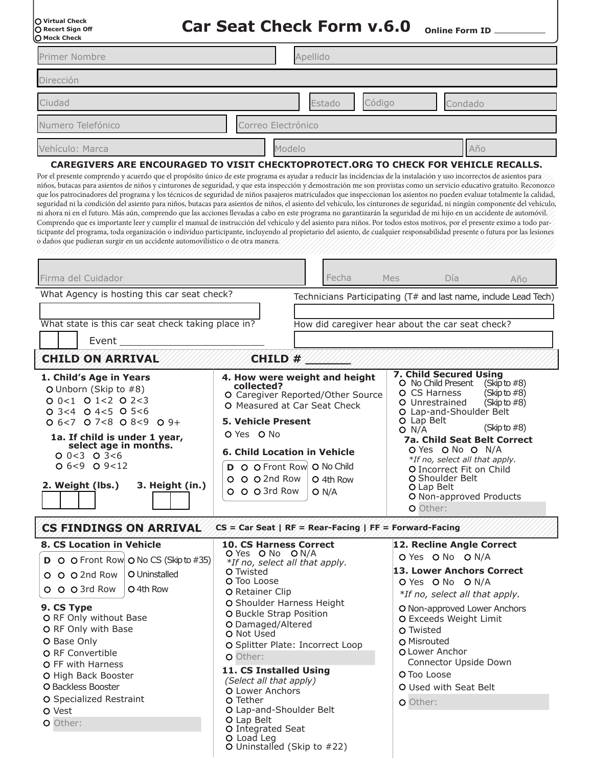○ Virtual Check
○ Recert Sign Off
○ Mock Check

# Car Seat Check Form v.6.0

Online Form ID ________

Primer Nombre | Apellido

Dirección

Ciudad | Estado | Código | Condado

Numero Telefónico | Correo Electrónico

Vehículo: Marca | Modelo | Año

**CAREGIVERS ARE ENCOURAGED TO VISIT CHECKTOPROTECT.ORG TO CHECK FOR VEHICLE RECALLS.**

Por el presente comprendo y acuerdo que el propósito único de este programa es ayudar a reducir las incidencias de la instalación y uso incorrectos de asientos para niños, butacas para asientos de niños y cinturones de seguridad, y que esta inspección y demostración me son provistas como un servicio educativo gratuito. Reconozco que los patrocinadores del programa y los técnicos de seguridad de niños pasajeros matriculados que inspeccionan los asientos no pueden evaluar totalmente la calidad, seguridad ni la condición del asiento para niños, butacas para asientos de niños, el asiento del vehículo, los cinturones de seguridad, ni ningún componente del vehículo, ni ahora ni en el futuro. Más aún, comprendo que las acciones llevadas a cabo en este programa no garantizarán la seguridad de mi hijo en un accidente de automóvil. Comprendo que es importante leer y cumplir el manual de instrucción del vehículo y del asiento para niños. Por todos estos motivos, por el presente eximo a todo participante del programa, toda organización o individuo participante, incluyendo al propietario del asiento, de cualquier responsabilidad presente o futura por las lesiones o daños que pudieran surgir en un accidente automovilístico o de otra manera.

Firma del Cuidador | Fecha Mes Día Año

What Agency is hosting this car seat check?

Technicians Participating (T# and last name, include Lead Tech)

What state is this car seat check taking place in?

Event ________________________

How did caregiver hear about the car seat check?

## CHILD ON ARRIVAL — CHILD # ______

**1. Child's Age in Years**
- ○ Unborn (Skip to #8)
- ○ 0<1 ○ 1<2 ○ 2<3
- ○ 3<4 ○ 4<5 ○ 5<6
- ○ 6<7 ○ 7<8 ○ 8<9 ○ 9+

**1a. If child is under 1 year, select age in months.**
- ○ 0<3 ○ 3<6
- ○ 6<9 ○ 9<12

**2. Weight (lbs.)**

**3. Height (in.)**

**4. How were weight and height collected?**
- ○ Caregiver Reported/Other Source
- ○ Measured at Car Seat Check

**5. Vehicle Present**
- ○ Yes ○ No

**6. Child Location in Vehicle**
- D ○ ○ Front Row
- ○ ○ ○ 2nd Row
- ○ ○ ○ 3rd Row
- ○ No Child
- ○ 4th Row
- ○ N/A

**7. Child Secured Using**
- ○ No Child Present (Skip to #8)
- ○ CS Harness (Skip to #8)
- ○ Unrestrained (Skip to #8)
- ○ Lap-and-Shoulder Belt
- ○ Lap Belt
- ○ N/A (Skip to #8)

**7a. Child Seat Belt Correct**
- ○ Yes ○ No ○ N/A

*\*If no, select all that apply.*
- ○ Incorrect Fit on Child
- ○ Shoulder Belt
- ○ Lap Belt
- ○ Non-approved Products
- ○ Other:

## CS FINDINGS ON ARRIVAL

CS = Car Seat | RF = Rear-Facing | FF = Forward-Facing

**8. CS Location in Vehicle**
- D ○ ○ Front Row
- ○ ○ ○ 2nd Row
- ○ ○ ○ 3rd Row
- ○ No CS (Skip to #35)
- ○ Uninstalled
- ○ 4th Row

**9. CS Type**
- ○ RF Only without Base
- ○ RF Only with Base
- ○ Base Only
- ○ RF Convertible
- ○ FF with Harness
- ○ High Back Booster
- ○ Backless Booster
- ○ Specialized Restraint
- ○ Vest
- ○ Other:

**10. CS Harness Correct**
- ○ Yes ○ No ○ N/A

*\*If no, select all that apply.*
- ○ Twisted
- ○ Too Loose
- ○ Retainer Clip
- ○ Shoulder Harness Height
- ○ Buckle Strap Position
- ○ Damaged/Altered
- ○ Not Used
- ○ Splitter Plate: Incorrect Loop
- ○ Other:

**11. CS Installed Using**
*(Select all that apply)*
- ○ Lower Anchors
- ○ Tether
- ○ Lap-and-Shoulder Belt
- ○ Lap Belt
- ○ Integrated Seat
- ○ Load Leg
- ○ Uninstalled (Skip to #22)

**12. Recline Angle Correct**
- ○ Yes ○ No ○ N/A

**13. Lower Anchors Correct**
- ○ Yes ○ No ○ N/A

*\*If no, select all that apply.*
- ○ Non-approved Lower Anchors
- ○ Exceeds Weight Limit
- ○ Twisted
- ○ Misrouted
- ○ Lower Anchor Connector Upside Down
- ○ Too Loose
- ○ Used with Seat Belt
- ○ Other: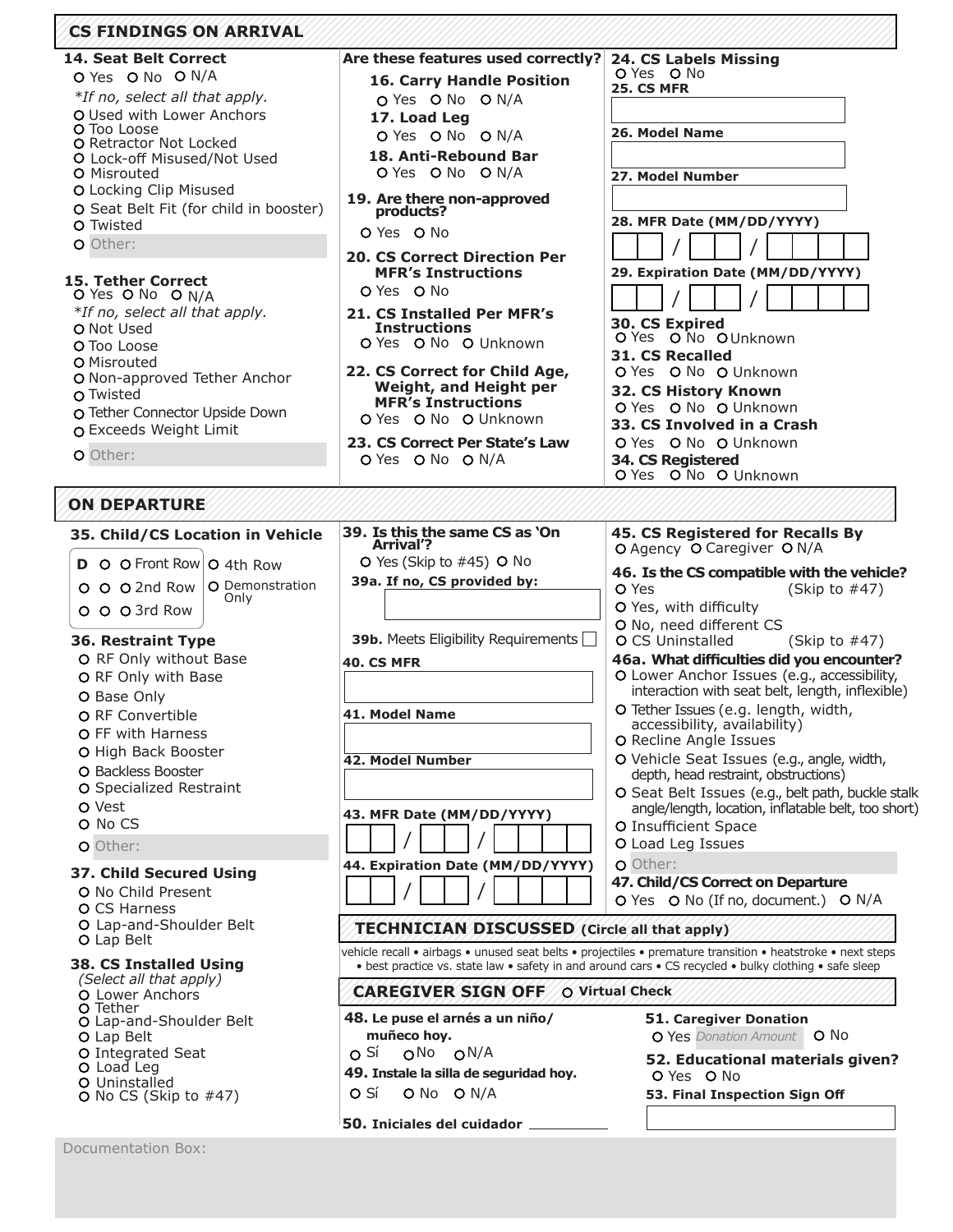## CS FINDINGS ON ARRIVAL

**14. Seat Belt Correct**

○ Yes ○ No ○ N/A

*\*If no, select all that apply.*

- ○ Used with Lower Anchors
- ○ Too Loose
- ○ Retractor Not Locked
- ○ Lock-off Misused/Not Used
- ○ Misrouted
- ○ Locking Clip Misused
- ○ Seat Belt Fit (for child in booster)
- ○ Twisted
- ○ Other:

**15. Tether Correct**

○ Yes ○ No ○ N/A

*\*If no, select all that apply.*

- ○ Not Used
- ○ Too Loose
- ○ Misrouted
- ○ Non-approved Tether Anchor
- ○ Twisted
- ○ Tether Connector Upside Down
- ○ Exceeds Weight Limit
- ○ Other:

**Are these features used correctly?**

**16. Carry Handle Position**

○ Yes ○ No ○ N/A

**17. Load Leg**

○ Yes ○ No ○ N/A

**18. Anti-Rebound Bar**

○ Yes ○ No ○ N/A

**19. Are there non-approved products?**

○ Yes ○ No

**20. CS Correct Direction Per MFR's Instructions**

○ Yes ○ No

**21. CS Installed Per MFR's Instructions**

○ Yes ○ No ○ Unknown

**22. CS Correct for Child Age, Weight, and Height per MFR's Instructions**

○ Yes ○ No ○ Unknown

**23. CS Correct Per State's Law**

○ Yes ○ No ○ N/A

**24. CS Labels Missing**

○ Yes ○ No

**25. CS MFR**

**26. Model Name**

**27. Model Number**

**28. MFR Date (MM/DD/YYYY)**

\_\_ \_\_ / \_\_ \_\_ / \_\_ \_\_ \_\_ \_\_

**29. Expiration Date (MM/DD/YYYY)**

\_\_ \_\_ / \_\_ \_\_ / \_\_ \_\_ \_\_ \_\_

**30. CS Expired**

○ Yes ○ No ○ Unknown

**31. CS Recalled**

○ Yes ○ No ○ Unknown

**32. CS History Known**

○ Yes ○ No ○ Unknown

**33. CS Involved in a Crash**

○ Yes ○ No ○ Unknown

**34. CS Registered**

○ Yes ○ No ○ Unknown

## ON DEPARTURE

**35. Child/CS Location in Vehicle**

| | | | | |
|---|---|---|---|---|
| D | ○ | ○ | Front Row | ○ 4th Row |
| ○ | ○ | ○ | 2nd Row | ○ Demonstration Only |
| ○ | ○ | ○ | 3rd Row | |

**36. Restraint Type**

- ○ RF Only without Base
- ○ RF Only with Base
- ○ Base Only
- ○ RF Convertible
- ○ FF with Harness
- ○ High Back Booster
- ○ Backless Booster
- ○ Specialized Restraint
- ○ Vest
- ○ No CS
- ○ Other:

**37. Child Secured Using**

- ○ No Child Present
- ○ CS Harness
- ○ Lap-and-Shoulder Belt
- ○ Lap Belt

**38. CS Installed Using**

*(Select all that apply)*

- ○ Lower Anchors
- ○ Tether
- ○ Lap-and-Shoulder Belt
- ○ Lap Belt
- ○ Integrated Seat
- ○ Load Leg
- ○ Uninstalled
- ○ No CS (Skip to #47)

**39. Is this the same CS as 'On Arrival'?**

○ Yes (Skip to #45) ○ No

**39a. If no, CS provided by:**

**39b.** Meets Eligibility Requirements ☐

**40. CS MFR**

**41. Model Name**

**42. Model Number**

**43. MFR Date (MM/DD/YYYY)**

\_\_ \_\_ / \_\_ \_\_ / \_\_ \_\_ \_\_ \_\_

**44. Expiration Date (MM/DD/YYYY)**

\_\_ \_\_ / \_\_ \_\_ / \_\_ \_\_ \_\_ \_\_

**45. CS Registered for Recalls By**

○ Agency ○ Caregiver ○ N/A

**46. Is the CS compatible with the vehicle?**

- ○ Yes (Skip to #47)
- ○ Yes, with difficulty
- ○ No, need different CS
- ○ CS Uninstalled (Skip to #47)

**46a. What difficulties did you encounter?**

- ○ Lower Anchor Issues (e.g. accessibility, interaction with seat belt, length, inflexible)
- ○ Tether Issues (e.g. length, width, accessibility, availability)
- ○ Recline Angle Issues
- ○ Vehicle Seat Issues (e.g., angle, width, depth, head restraint, obstructions)
- ○ Seat Belt Issues (e.g., belt path, buckle stalk angle/length, location, inflatable belt, too short)
- ○ Insufficient Space
- ○ Load Leg Issues
- ○ Other:

**47. Child/CS Correct on Departure**

○ Yes ○ No (If no, document.) ○ N/A

## TECHNICIAN DISCUSSED (Circle all that apply)

vehicle recall • airbags • unused seat belts • projectiles • premature transition • heatstroke • next steps • best practice vs. state law • safety in and around cars • CS recycled • bulky clothing • safe sleep

## CAREGIVER SIGN OFF ○ Virtual Check

**48. Le puse el arnés a un niño/muñeco hoy.**

○ Sí ○ No ○ N/A

**49. Instale la silla de seguridad hoy.**

○ Sí ○ No ○ N/A

**50. Iniciales del cuidador** \_\_\_\_\_\_\_\_\_\_

**51. Caregiver Donation**

○ Yes *Donation Amount* ○ No

**52. Educational materials given?**

○ Yes ○ No

**53. Final Inspection Sign Off**

Documentation Box: